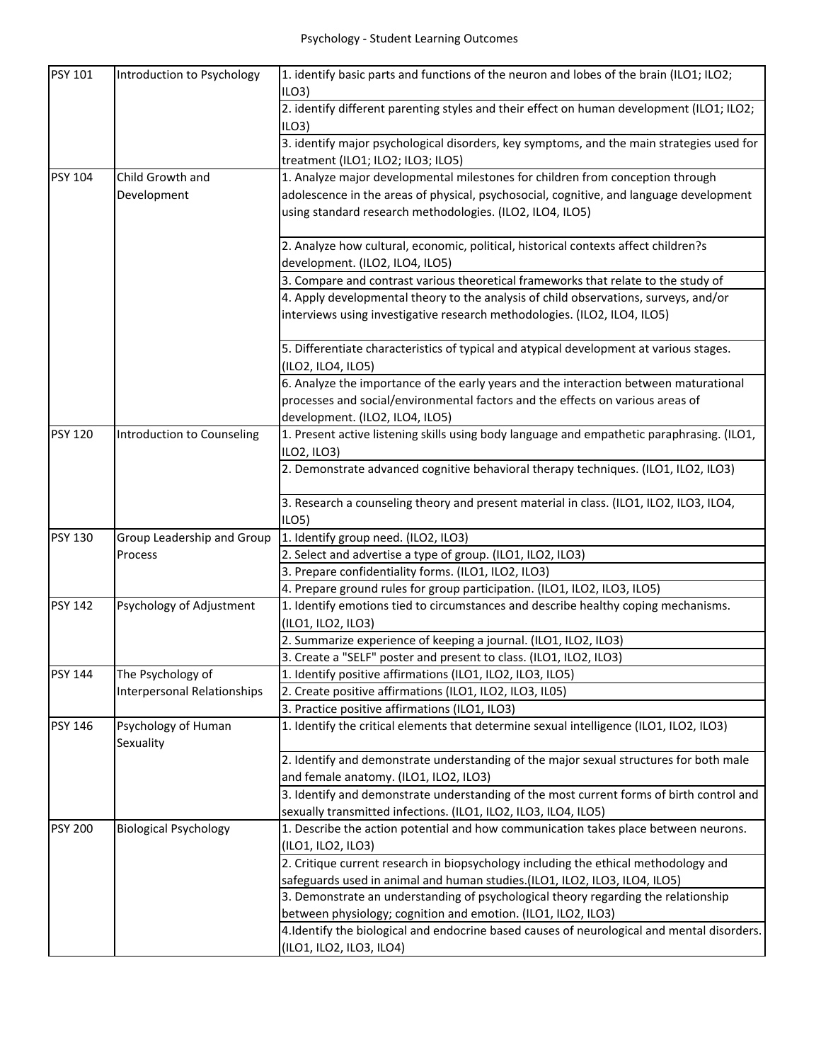# Psychology - Student Learning Outcomes

| | | |
|---|---|---|
| PSY 101 | Introduction to Psychology | 1. identify basic parts and functions of the neuron and lobes of the brain (ILO1; ILO2; ILO3) |
| | | 2. identify different parenting styles and their effect on human development (ILO1; ILO2; ILO3) |
| | | 3. identify major psychological disorders, key symptoms, and the main strategies used for treatment (ILO1; ILO2; ILO3; ILO5) |
| PSY 104 | Child Growth and Development | 1. Analyze major developmental milestones for children from conception through adolescence in the areas of physical, psychosocial, cognitive, and language development using standard research methodologies. (ILO2, ILO4, ILO5) |
| | | 2. Analyze how cultural, economic, political, historical contexts affect children?s development. (ILO2, ILO4, ILO5) |
| | | 3. Compare and contrast various theoretical frameworks that relate to the study of |
| | | 4. Apply developmental theory to the analysis of child observations, surveys, and/or interviews using investigative research methodologies. (ILO2, ILO4, ILO5) |
| | | 5. Differentiate characteristics of typical and atypical development at various stages. (ILO2, ILO4, ILO5) |
| | | 6. Analyze the importance of the early years and the interaction between maturational processes and social/environmental factors and the effects on various areas of development. (ILO2, ILO4, ILO5) |
| PSY 120 | Introduction to Counseling | 1. Present active listening skills using body language and empathetic paraphrasing. (ILO1, ILO2, ILO3) |
| | | 2. Demonstrate advanced cognitive behavioral therapy techniques. (ILO1, ILO2, ILO3) |
| | | 3. Research a counseling theory and present material in class. (ILO1, ILO2, ILO3, ILO4, ILO5) |
| PSY 130 | Group Leadership and Group Process | 1. Identify group need. (ILO2, ILO3) |
| | | 2. Select and advertise a type of group. (ILO1, ILO2, ILO3) |
| | | 3. Prepare confidentiality forms. (ILO1, ILO2, ILO3) |
| | | 4. Prepare ground rules for group participation. (ILO1, ILO2, ILO3, ILO5) |
| PSY 142 | Psychology of Adjustment | 1. Identify emotions tied to circumstances and describe healthy coping mechanisms. (ILO1, ILO2, ILO3) |
| | | 2. Summarize experience of keeping a journal. (ILO1, ILO2, ILO3) |
| | | 3. Create a "SELF" poster and present to class. (ILO1, ILO2, ILO3) |
| PSY 144 | The Psychology of Interpersonal Relationships | 1. Identify positive affirmations (ILO1, ILO2, ILO3, ILO5) |
| | | 2. Create positive affirmations (ILO1, ILO2, ILO3, IL05) |
| | | 3. Practice positive affirmations (ILO1, ILO3) |
| PSY 146 | Psychology of Human Sexuality | 1. Identify the critical elements that determine sexual intelligence (ILO1, ILO2, ILO3) |
| | | 2. Identify and demonstrate understanding of the major sexual structures for both male and female anatomy. (ILO1, ILO2, ILO3) |
| | | 3. Identify and demonstrate understanding of the most current forms of birth control and sexually transmitted infections. (ILO1, ILO2, ILO3, ILO4, ILO5) |
| PSY 200 | Biological Psychology | 1. Describe the action potential and how communication takes place between neurons. (ILO1, ILO2, ILO3) |
| | | 2. Critique current research in biopsychology including the ethical methodology and safeguards used in animal and human studies.(ILO1, ILO2, ILO3, ILO4, ILO5) |
| | | 3. Demonstrate an understanding of psychological theory regarding the relationship between physiology; cognition and emotion. (ILO1, ILO2, ILO3) |
| | | 4.Identify the biological and endocrine based causes of neurological and mental disorders. (ILO1, ILO2, ILO3, ILO4) |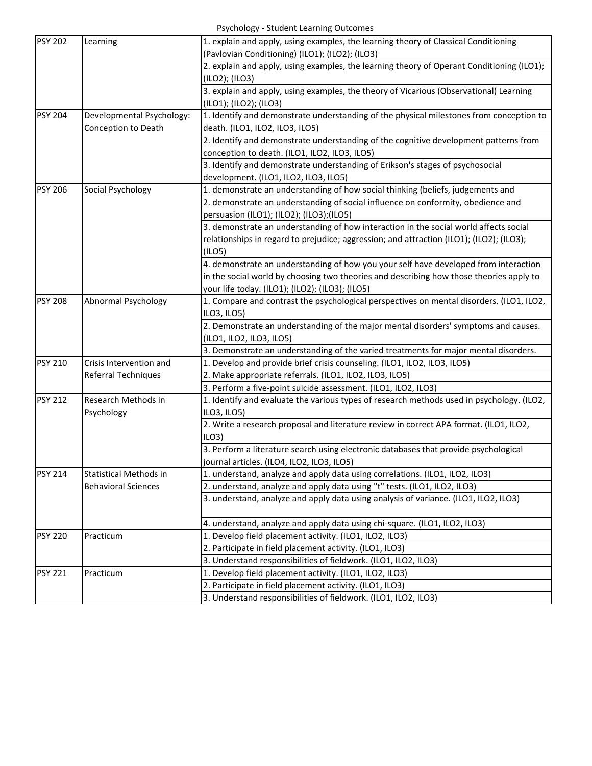Psychology - Student Learning Outcomes

| | | |
|---|---|---|
| PSY 202 | Learning | 1. explain and apply, using examples, the learning theory of Classical Conditioning (Pavlovian Conditioning) (ILO1); (ILO2); (ILO3) |
| | | 2. explain and apply, using examples, the learning theory of Operant Conditioning (ILO1); (ILO2); (ILO3) |
| | | 3. explain and apply, using examples, the theory of Vicarious (Observational) Learning (ILO1); (ILO2); (ILO3) |
| PSY 204 | Developmental Psychology: Conception to Death | 1. Identify and demonstrate understanding of the physical milestones from conception to death. (ILO1, ILO2, ILO3, ILO5) |
| | | 2. Identify and demonstrate understanding of the cognitive development patterns from conception to death. (ILO1, ILO2, ILO3, ILO5) |
| | | 3. Identify and demonstrate understanding of Erikson's stages of psychosocial development. (ILO1, ILO2, ILO3, ILO5) |
| PSY 206 | Social Psychology | 1. demonstrate an understanding of how social thinking (beliefs, judgements and |
| | | 2. demonstrate an understanding of social influence on conformity, obedience and persuasion (ILO1); (ILO2); (ILO3);(ILO5) |
| | | 3. demonstrate an understanding of how interaction in the social world affects social relationships in regard to prejudice; aggression; and attraction (ILO1); (ILO2); (ILO3); (ILO5) |
| | | 4. demonstrate an understanding of how you your self have developed from interaction in the social world by choosing two theories and describing how those theories apply to your life today. (ILO1); (ILO2); (ILO3); (ILO5) |
| PSY 208 | Abnormal Psychology | 1. Compare and contrast the psychological perspectives on mental disorders. (ILO1, ILO2, ILO3, ILO5) |
| | | 2. Demonstrate an understanding of the major mental disorders' symptoms and causes. (ILO1, ILO2, ILO3, ILO5) |
| | | 3. Demonstrate an understanding of the varied treatments for major mental disorders. |
| PSY 210 | Crisis Intervention and Referral Techniques | 1. Develop and provide brief crisis counseling. (ILO1, ILO2, ILO3, ILO5) |
| | | 2. Make appropriate referrals. (ILO1, ILO2, ILO3, ILO5) |
| | | 3. Perform a five-point suicide assessment. (ILO1, ILO2, ILO3) |
| PSY 212 | Research Methods in Psychology | 1. Identify and evaluate the various types of research methods used in psychology. (ILO2, ILO3, ILO5) |
| | | 2. Write a research proposal and literature review in correct APA format. (ILO1, ILO2, ILO3) |
| | | 3. Perform a literature search using electronic databases that provide psychological journal articles. (ILO4, ILO2, ILO3, ILO5) |
| PSY 214 | Statistical Methods in Behavioral Sciences | 1. understand, analyze and apply data using correlations. (ILO1, ILO2, ILO3) |
| | | 2. understand, analyze and apply data using "t" tests. (ILO1, ILO2, ILO3) |
| | | 3. understand, analyze and apply data using analysis of variance. (ILO1, ILO2, ILO3) |
| | | 4. understand, analyze and apply data using chi-square. (ILO1, ILO2, ILO3) |
| PSY 220 | Practicum | 1. Develop field placement activity. (ILO1, ILO2, ILO3) |
| | | 2. Participate in field placement activity. (ILO1, ILO3) |
| | | 3. Understand responsibilities of fieldwork. (ILO1, ILO2, ILO3) |
| PSY 221 | Practicum | 1. Develop field placement activity. (ILO1, ILO2, ILO3) |
| | | 2. Participate in field placement activity. (ILO1, ILO3) |
| | | 3. Understand responsibilities of fieldwork. (ILO1, ILO2, ILO3) |